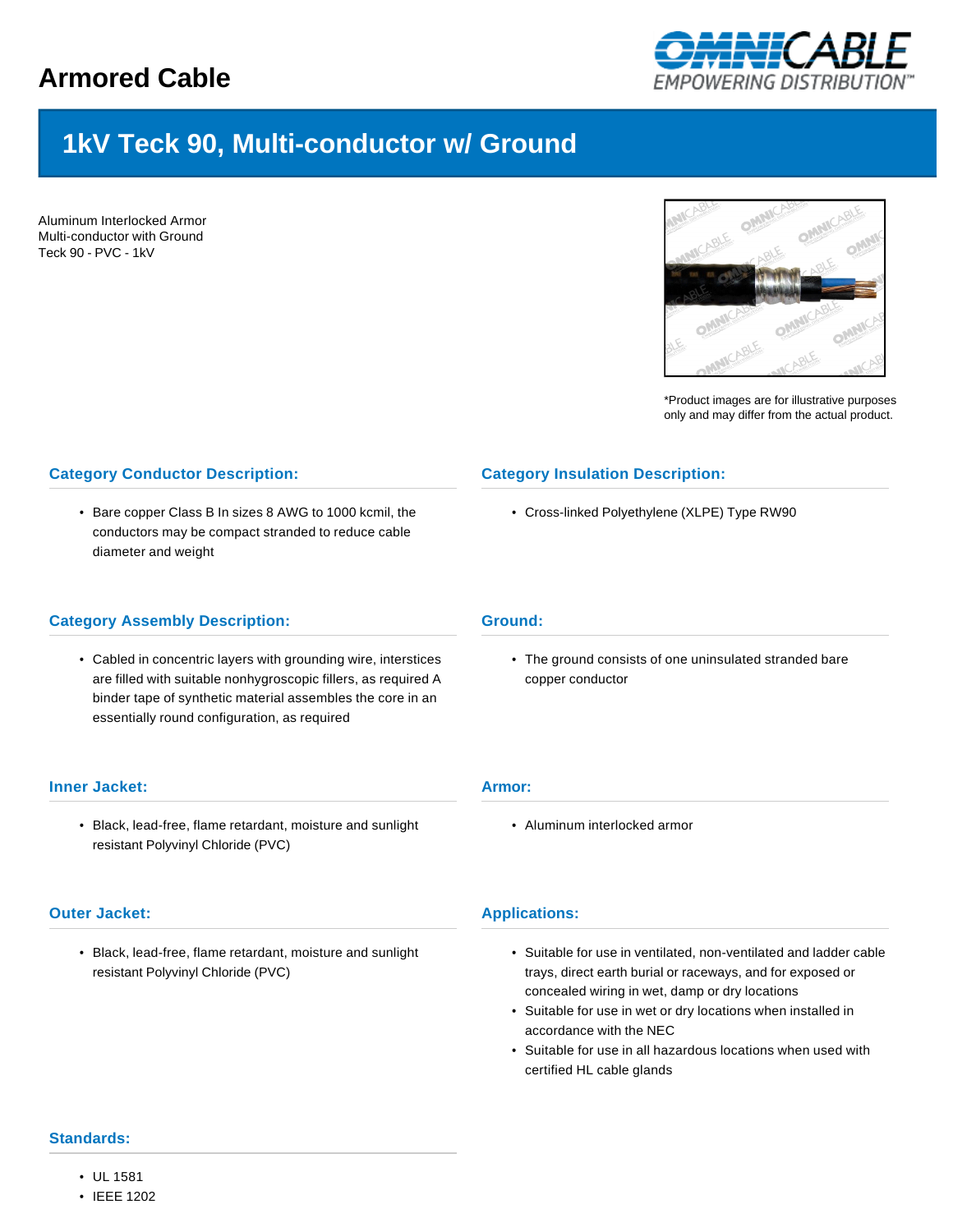# Armored Cable

## 1kV Teck 90, Multi-conductor w/ Ground

Aluminum Interlocked Armor
Multi-conductor with Ground
Teck 90 - PVC - 1kV

*Product images are for illustrative purposes only and may differ from the actual product.

### Category Conductor Description:

- Bare copper Class B In sizes 8 AWG to 1000 kcmil, the conductors may be compact stranded to reduce cable diameter and weight

### Category Insulation Description:

- Cross-linked Polyethylene (XLPE) Type RW90

### Category Assembly Description:

- Cabled in concentric layers with grounding wire, interstices are filled with suitable nonhygroscopic fillers, as required A binder tape of synthetic material assembles the core in an essentially round configuration, as required

### Ground:

- The ground consists of one uninsulated stranded bare copper conductor

### Inner Jacket:

- Black, lead-free, flame retardant, moisture and sunlight resistant Polyvinyl Chloride (PVC)

### Armor:

- Aluminum interlocked armor

### Outer Jacket:

- Black, lead-free, flame retardant, moisture and sunlight resistant Polyvinyl Chloride (PVC)

### Applications:

- Suitable for use in ventilated, non-ventilated and ladder cable trays, direct earth burial or raceways, and for exposed or concealed wiring in wet, damp or dry locations
- Suitable for use in wet or dry locations when installed in accordance with the NEC
- Suitable for use in all hazardous locations when used with certified HL cable glands

### Standards:

- UL 1581
- IEEE 1202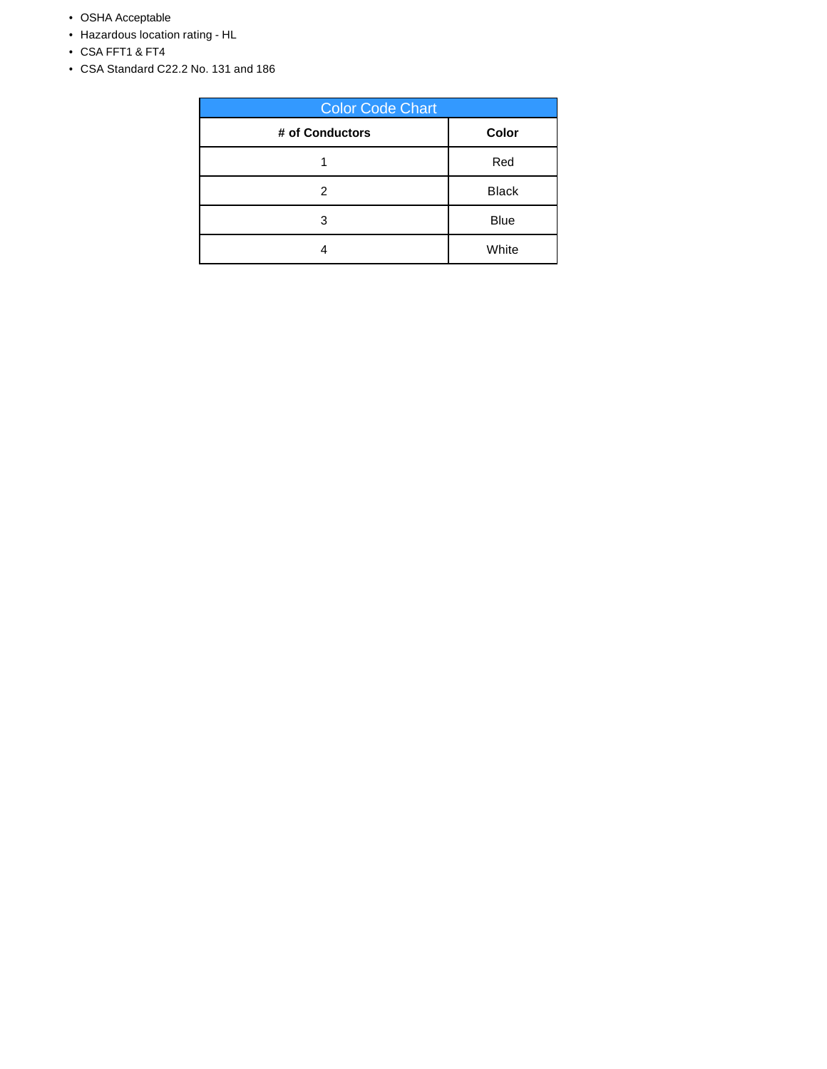- OSHA Acceptable
- Hazardous location rating - HL
- CSA FFT1 & FT4
- CSA Standard C22.2 No. 131 and 186

| Color Code Chart | |
|---|---|
| **# of Conductors** | **Color** |
| 1 | Red |
| 2 | Black |
| 3 | Blue |
| 4 | White |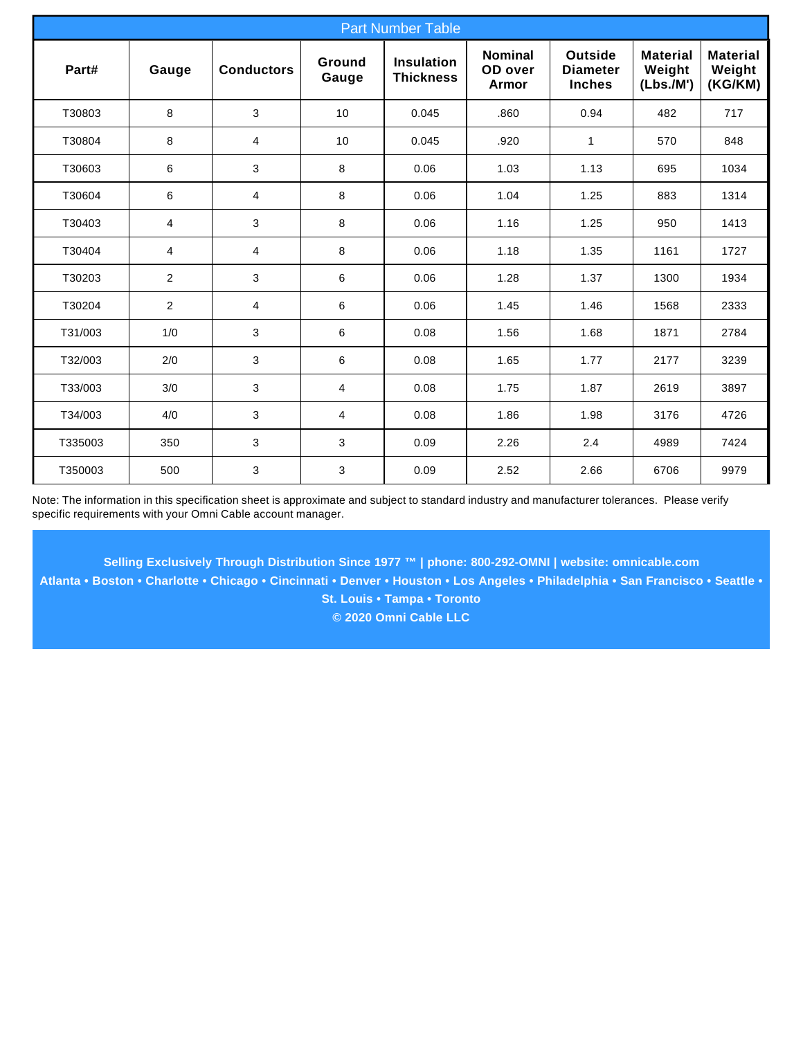## Part Number Table

| Part# | Gauge | Conductors | Ground Gauge | Insulation Thickness | Nominal OD over Armor | Outside Diameter Inches | Material Weight (Lbs./M') | Material Weight (KG/KM) |
|---|---|---|---|---|---|---|---|---|
| T30803 | 8 | 3 | 10 | 0.045 | .860 | 0.94 | 482 | 717 |
| T30804 | 8 | 4 | 10 | 0.045 | .920 | 1 | 570 | 848 |
| T30603 | 6 | 3 | 8 | 0.06 | 1.03 | 1.13 | 695 | 1034 |
| T30604 | 6 | 4 | 8 | 0.06 | 1.04 | 1.25 | 883 | 1314 |
| T30403 | 4 | 3 | 8 | 0.06 | 1.16 | 1.25 | 950 | 1413 |
| T30404 | 4 | 4 | 8 | 0.06 | 1.18 | 1.35 | 1161 | 1727 |
| T30203 | 2 | 3 | 6 | 0.06 | 1.28 | 1.37 | 1300 | 1934 |
| T30204 | 2 | 4 | 6 | 0.06 | 1.45 | 1.46 | 1568 | 2333 |
| T31/003 | 1/0 | 3 | 6 | 0.08 | 1.56 | 1.68 | 1871 | 2784 |
| T32/003 | 2/0 | 3 | 6 | 0.08 | 1.65 | 1.77 | 2177 | 3239 |
| T33/003 | 3/0 | 3 | 4 | 0.08 | 1.75 | 1.87 | 2619 | 3897 |
| T34/003 | 4/0 | 3 | 4 | 0.08 | 1.86 | 1.98 | 3176 | 4726 |
| T335003 | 350 | 3 | 3 | 0.09 | 2.26 | 2.4 | 4989 | 7424 |
| T350003 | 500 | 3 | 3 | 0.09 | 2.52 | 2.66 | 6706 | 9979 |

Note: The information in this specification sheet is approximate and subject to standard industry and manufacturer tolerances. Please verify specific requirements with your Omni Cable account manager.

**Selling Exclusively Through Distribution Since 1977 ™ | phone: 800-292-OMNI | website: omnicable.com**
**Atlanta • Boston • Charlotte • Chicago • Cincinnati • Denver • Houston • Los Angeles • Philadelphia • San Francisco • Seattle • St. Louis • Tampa • Toronto**
**© 2020 Omni Cable LLC**